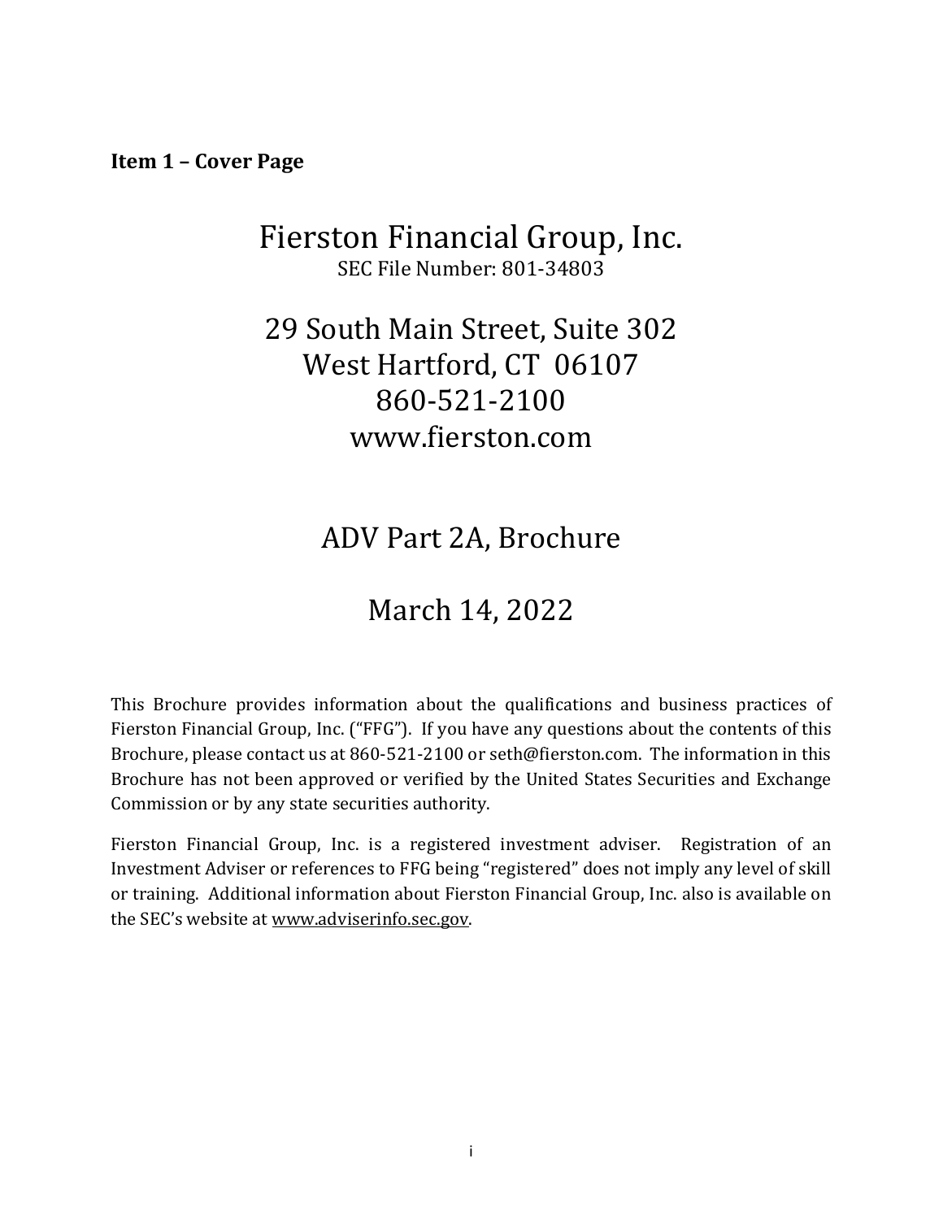**Item 1 – Cover Page**

# Fierston Financial Group, Inc.

SEC File Number: 801-34803

## 29 South Main Street, Suite 302
## West Hartford, CT 06107
## 860-521-2100
## www.fierston.com

## ADV Part 2A, Brochure

## March 14, 2022

This Brochure provides information about the qualifications and business practices of Fierston Financial Group, Inc. ("FFG"). If you have any questions about the contents of this Brochure, please contact us at 860-521-2100 or seth@fierston.com. The information in this Brochure has not been approved or verified by the United States Securities and Exchange Commission or by any state securities authority.

Fierston Financial Group, Inc. is a registered investment adviser. Registration of an Investment Adviser or references to FFG being "registered" does not imply any level of skill or training. Additional information about Fierston Financial Group, Inc. also is available on the SEC's website at www.adviserinfo.sec.gov.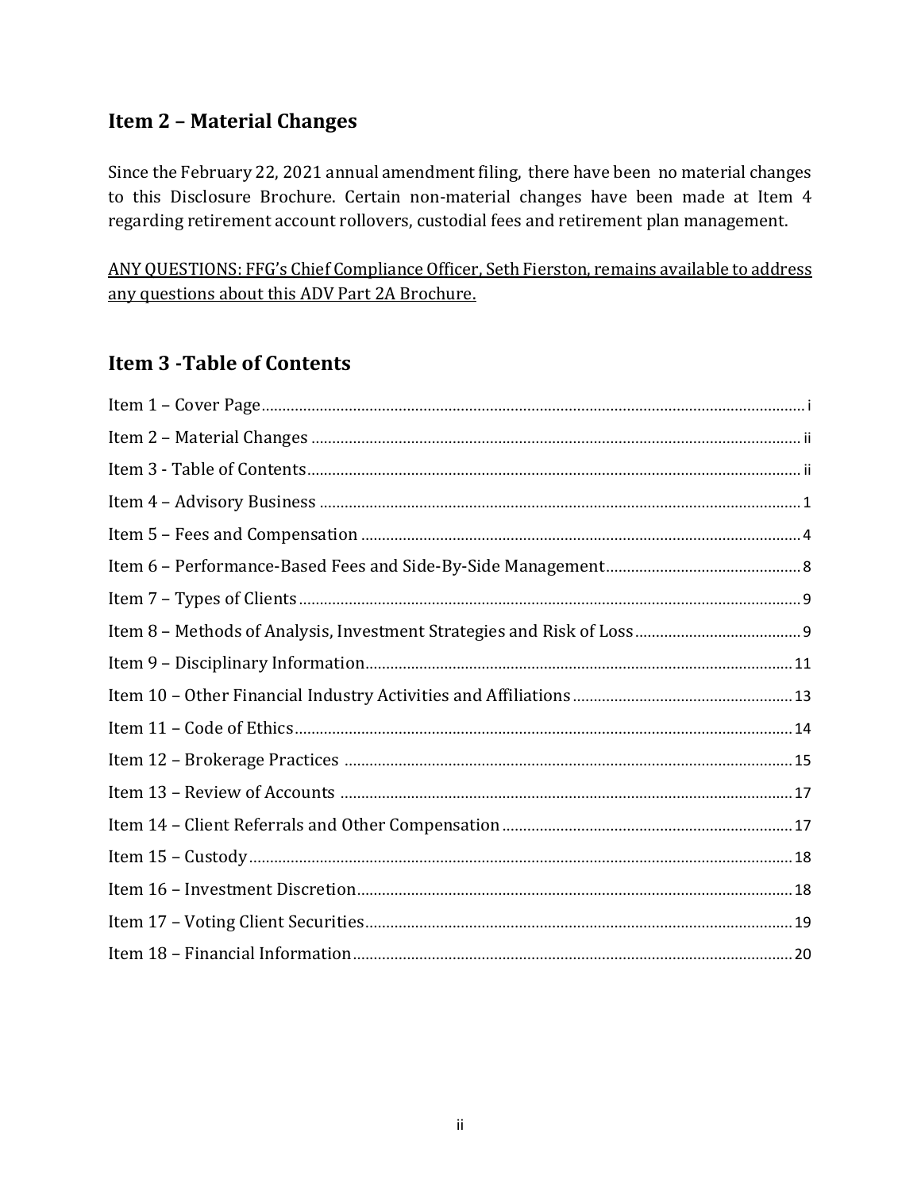## Item 2 – Material Changes

Since the February 22, 2021 annual amendment filing, there have been no material changes to this Disclosure Brochure. Certain non-material changes have been made at Item 4 regarding retirement account rollovers, custodial fees and retirement plan management.

ANY QUESTIONS: FFG's Chief Compliance Officer, Seth Fierston, remains available to address any questions about this ADV Part 2A Brochure.

## Item 3 -Table of Contents

Item 1 – Cover Page ........ i
Item 2 – Material Changes ........ ii
Item 3 - Table of Contents ........ ii
Item 4 – Advisory Business ........ 1
Item 5 – Fees and Compensation ........ 4
Item 6 – Performance-Based Fees and Side-By-Side Management ........ 8
Item 7 – Types of Clients ........ 9
Item 8 – Methods of Analysis, Investment Strategies and Risk of Loss ........ 9
Item 9 – Disciplinary Information ........ 11
Item 10 – Other Financial Industry Activities and Affiliations ........ 13
Item 11 – Code of Ethics ........ 14
Item 12 – Brokerage Practices ........ 15
Item 13 – Review of Accounts ........ 17
Item 14 – Client Referrals and Other Compensation ........ 17
Item 15 – Custody ........ 18
Item 16 – Investment Discretion ........ 18
Item 17 – Voting Client Securities ........ 19
Item 18 – Financial Information ........ 20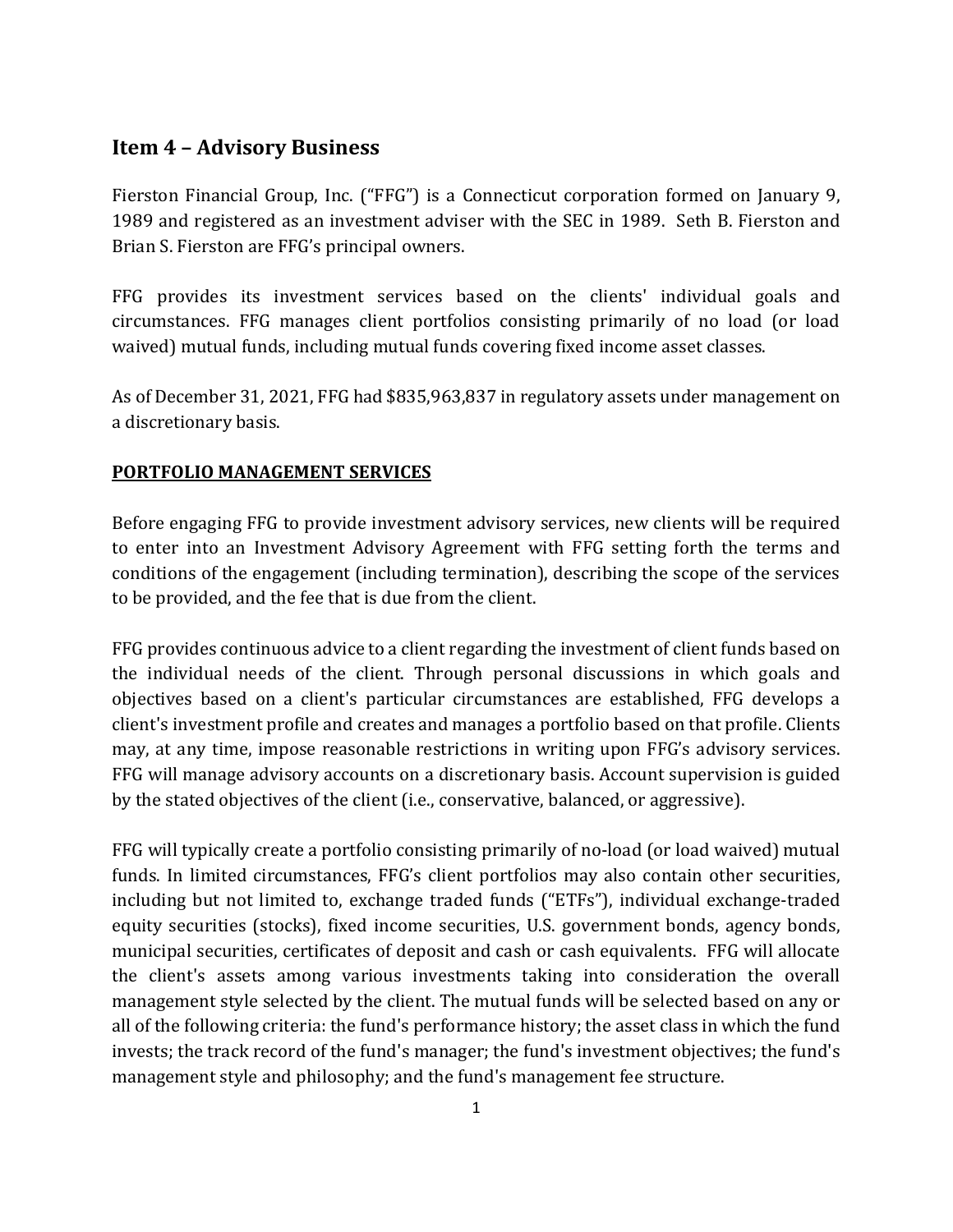## Item 4 – Advisory Business

Fierston Financial Group, Inc. ("FFG") is a Connecticut corporation formed on January 9, 1989 and registered as an investment adviser with the SEC in 1989. Seth B. Fierston and Brian S. Fierston are FFG's principal owners.

FFG provides its investment services based on the clients' individual goals and circumstances. FFG manages client portfolios consisting primarily of no load (or load waived) mutual funds, including mutual funds covering fixed income asset classes.

As of December 31, 2021, FFG had $835,963,837 in regulatory assets under management on a discretionary basis.

**PORTFOLIO MANAGEMENT SERVICES**

Before engaging FFG to provide investment advisory services, new clients will be required to enter into an Investment Advisory Agreement with FFG setting forth the terms and conditions of the engagement (including termination), describing the scope of the services to be provided, and the fee that is due from the client.

FFG provides continuous advice to a client regarding the investment of client funds based on the individual needs of the client. Through personal discussions in which goals and objectives based on a client's particular circumstances are established, FFG develops a client's investment profile and creates and manages a portfolio based on that profile. Clients may, at any time, impose reasonable restrictions in writing upon FFG's advisory services. FFG will manage advisory accounts on a discretionary basis. Account supervision is guided by the stated objectives of the client (i.e., conservative, balanced, or aggressive).

FFG will typically create a portfolio consisting primarily of no-load (or load waived) mutual funds. In limited circumstances, FFG's client portfolios may also contain other securities, including but not limited to, exchange traded funds ("ETFs"), individual exchange-traded equity securities (stocks), fixed income securities, U.S. government bonds, agency bonds, municipal securities, certificates of deposit and cash or cash equivalents. FFG will allocate the client's assets among various investments taking into consideration the overall management style selected by the client. The mutual funds will be selected based on any or all of the following criteria: the fund's performance history; the asset class in which the fund invests; the track record of the fund's manager; the fund's investment objectives; the fund's management style and philosophy; and the fund's management fee structure.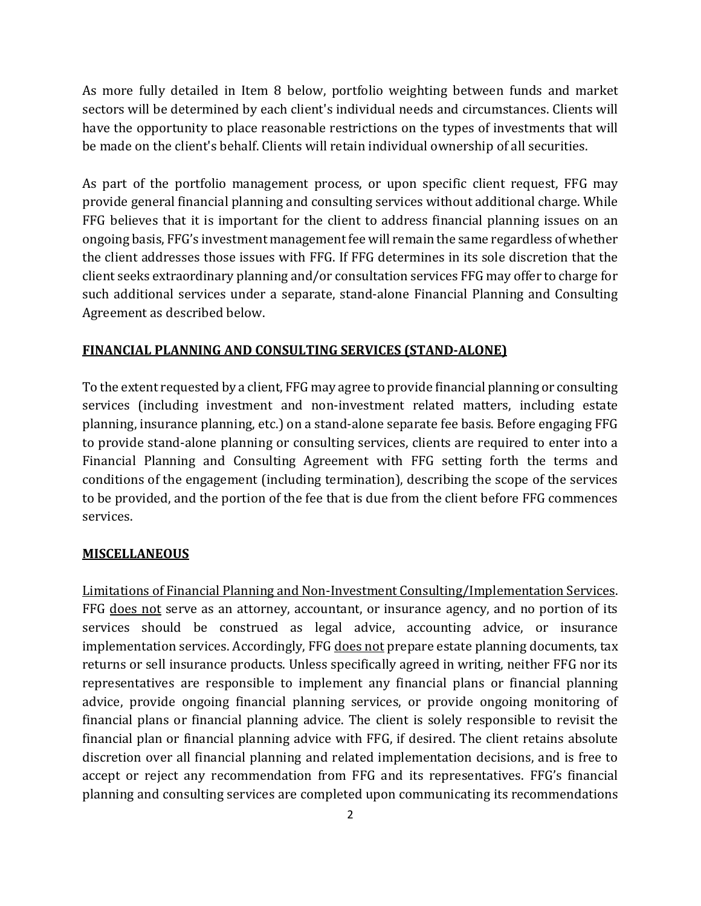As more fully detailed in Item 8 below, portfolio weighting between funds and market sectors will be determined by each client's individual needs and circumstances. Clients will have the opportunity to place reasonable restrictions on the types of investments that will be made on the client's behalf. Clients will retain individual ownership of all securities.

As part of the portfolio management process, or upon specific client request, FFG may provide general financial planning and consulting services without additional charge. While FFG believes that it is important for the client to address financial planning issues on an ongoing basis, FFG's investment management fee will remain the same regardless of whether the client addresses those issues with FFG. If FFG determines in its sole discretion that the client seeks extraordinary planning and/or consultation services FFG may offer to charge for such additional services under a separate, stand-alone Financial Planning and Consulting Agreement as described below.

**FINANCIAL PLANNING AND CONSULTING SERVICES (STAND-ALONE)**

To the extent requested by a client, FFG may agree to provide financial planning or consulting services (including investment and non-investment related matters, including estate planning, insurance planning, etc.) on a stand-alone separate fee basis. Before engaging FFG to provide stand-alone planning or consulting services, clients are required to enter into a Financial Planning and Consulting Agreement with FFG setting forth the terms and conditions of the engagement (including termination), describing the scope of the services to be provided, and the portion of the fee that is due from the client before FFG commences services.

**MISCELLANEOUS**

Limitations of Financial Planning and Non-Investment Consulting/Implementation Services. FFG does not serve as an attorney, accountant, or insurance agency, and no portion of its services should be construed as legal advice, accounting advice, or insurance implementation services. Accordingly, FFG does not prepare estate planning documents, tax returns or sell insurance products. Unless specifically agreed in writing, neither FFG nor its representatives are responsible to implement any financial plans or financial planning advice, provide ongoing financial planning services, or provide ongoing monitoring of financial plans or financial planning advice. The client is solely responsible to revisit the financial plan or financial planning advice with FFG, if desired. The client retains absolute discretion over all financial planning and related implementation decisions, and is free to accept or reject any recommendation from FFG and its representatives. FFG's financial planning and consulting services are completed upon communicating its recommendations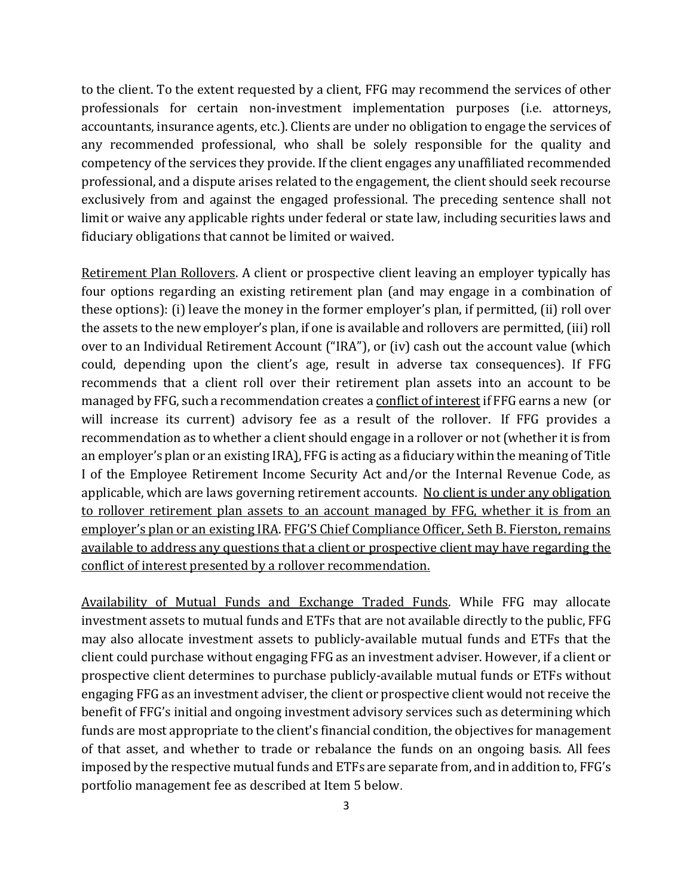to the client. To the extent requested by a client, FFG may recommend the services of other professionals for certain non-investment implementation purposes (i.e. attorneys, accountants, insurance agents, etc.). Clients are under no obligation to engage the services of any recommended professional, who shall be solely responsible for the quality and competency of the services they provide. If the client engages any unaffiliated recommended professional, and a dispute arises related to the engagement, the client should seek recourse exclusively from and against the engaged professional. The preceding sentence shall not limit or waive any applicable rights under federal or state law, including securities laws and fiduciary obligations that cannot be limited or waived.

<u>Retirement Plan Rollovers</u>. A client or prospective client leaving an employer typically has four options regarding an existing retirement plan (and may engage in a combination of these options): (i) leave the money in the former employer's plan, if permitted, (ii) roll over the assets to the new employer's plan, if one is available and rollovers are permitted, (iii) roll over to an Individual Retirement Account ("IRA"), or (iv) cash out the account value (which could, depending upon the client's age, result in adverse tax consequences). If FFG recommends that a client roll over their retirement plan assets into an account to be managed by FFG, such a recommendation creates a <u>conflict of interest</u> if FFG earns a new (or will increase its current) advisory fee as a result of the rollover. If FFG provides a recommendation as to whether a client should engage in a rollover or not (whether it is from an employer's plan or an existing IRA), FFG is acting as a fiduciary within the meaning of Title I of the Employee Retirement Income Security Act and/or the Internal Revenue Code, as applicable, which are laws governing retirement accounts. <u>No client is under any obligation to rollover retirement plan assets to an account managed by FFG, whether it is from an employer's plan or an existing IRA</u>. <u>FFG'S Chief Compliance Officer, Seth B. Fierston, remains available to address any questions that a client or prospective client may have regarding the conflict of interest presented by a rollover recommendation.</u>

<u>Availability of Mutual Funds and Exchange Traded Funds</u>. While FFG may allocate investment assets to mutual funds and ETFs that are not available directly to the public, FFG may also allocate investment assets to publicly-available mutual funds and ETFs that the client could purchase without engaging FFG as an investment adviser. However, if a client or prospective client determines to purchase publicly-available mutual funds or ETFs without engaging FFG as an investment adviser, the client or prospective client would not receive the benefit of FFG's initial and ongoing investment advisory services such as determining which funds are most appropriate to the client's financial condition, the objectives for management of that asset, and whether to trade or rebalance the funds on an ongoing basis. All fees imposed by the respective mutual funds and ETFs are separate from, and in addition to, FFG's portfolio management fee as described at Item 5 below.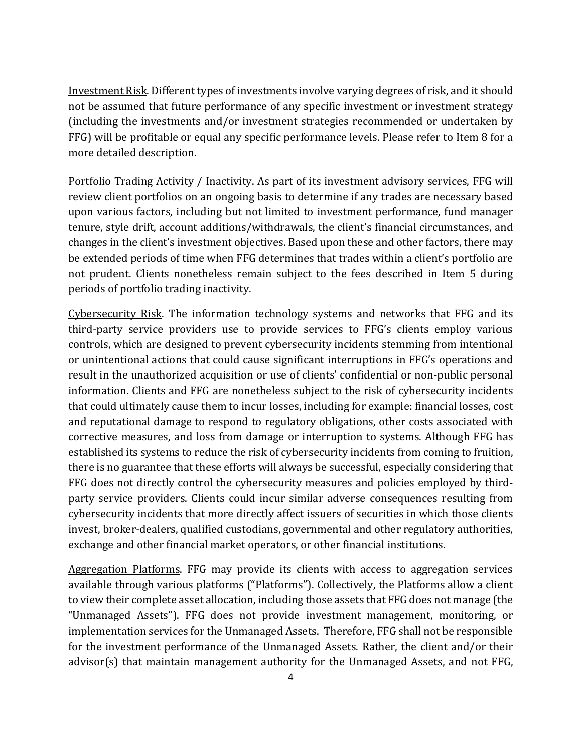Investment Risk. Different types of investments involve varying degrees of risk, and it should not be assumed that future performance of any specific investment or investment strategy (including the investments and/or investment strategies recommended or undertaken by FFG) will be profitable or equal any specific performance levels. Please refer to Item 8 for a more detailed description.

Portfolio Trading Activity / Inactivity. As part of its investment advisory services, FFG will review client portfolios on an ongoing basis to determine if any trades are necessary based upon various factors, including but not limited to investment performance, fund manager tenure, style drift, account additions/withdrawals, the client's financial circumstances, and changes in the client's investment objectives. Based upon these and other factors, there may be extended periods of time when FFG determines that trades within a client's portfolio are not prudent. Clients nonetheless remain subject to the fees described in Item 5 during periods of portfolio trading inactivity.

Cybersecurity Risk. The information technology systems and networks that FFG and its third-party service providers use to provide services to FFG's clients employ various controls, which are designed to prevent cybersecurity incidents stemming from intentional or unintentional actions that could cause significant interruptions in FFG's operations and result in the unauthorized acquisition or use of clients' confidential or non-public personal information. Clients and FFG are nonetheless subject to the risk of cybersecurity incidents that could ultimately cause them to incur losses, including for example: financial losses, cost and reputational damage to respond to regulatory obligations, other costs associated with corrective measures, and loss from damage or interruption to systems. Although FFG has established its systems to reduce the risk of cybersecurity incidents from coming to fruition, there is no guarantee that these efforts will always be successful, especially considering that FFG does not directly control the cybersecurity measures and policies employed by third-party service providers. Clients could incur similar adverse consequences resulting from cybersecurity incidents that more directly affect issuers of securities in which those clients invest, broker-dealers, qualified custodians, governmental and other regulatory authorities, exchange and other financial market operators, or other financial institutions.

Aggregation Platforms. FFG may provide its clients with access to aggregation services available through various platforms ("Platforms"). Collectively, the Platforms allow a client to view their complete asset allocation, including those assets that FFG does not manage (the "Unmanaged Assets"). FFG does not provide investment management, monitoring, or implementation services for the Unmanaged Assets. Therefore, FFG shall not be responsible for the investment performance of the Unmanaged Assets. Rather, the client and/or their advisor(s) that maintain management authority for the Unmanaged Assets, and not FFG,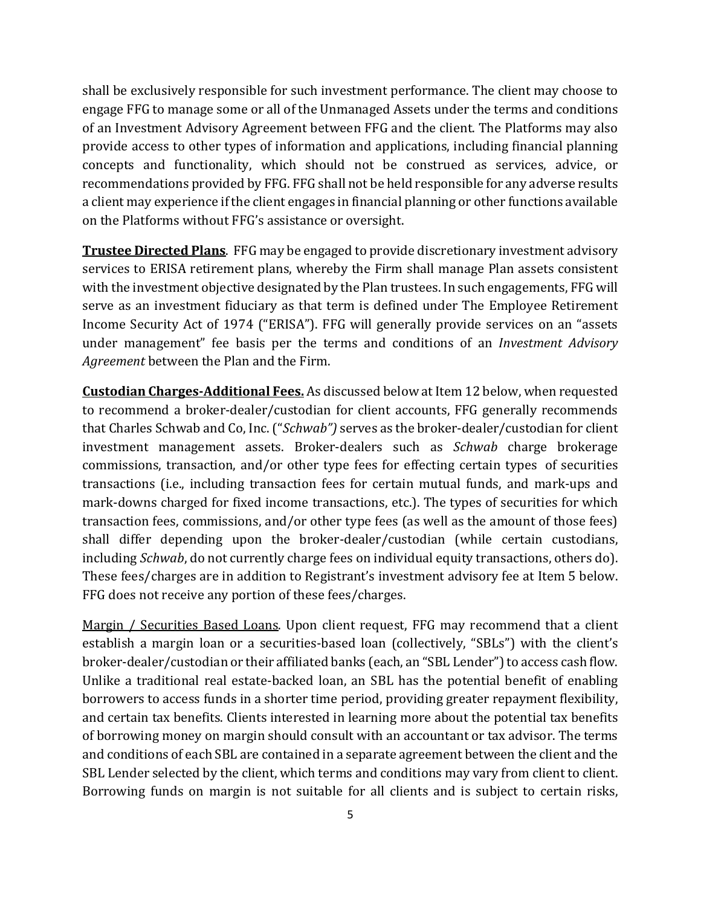shall be exclusively responsible for such investment performance. The client may choose to engage FFG to manage some or all of the Unmanaged Assets under the terms and conditions of an Investment Advisory Agreement between FFG and the client. The Platforms may also provide access to other types of information and applications, including financial planning concepts and functionality, which should not be construed as services, advice, or recommendations provided by FFG. FFG shall not be held responsible for any adverse results a client may experience if the client engages in financial planning or other functions available on the Platforms without FFG's assistance or oversight.

**Trustee Directed Plans**. FFG may be engaged to provide discretionary investment advisory services to ERISA retirement plans, whereby the Firm shall manage Plan assets consistent with the investment objective designated by the Plan trustees. In such engagements, FFG will serve as an investment fiduciary as that term is defined under The Employee Retirement Income Security Act of 1974 ("ERISA"). FFG will generally provide services on an "assets under management" fee basis per the terms and conditions of an *Investment Advisory Agreement* between the Plan and the Firm.

**Custodian Charges-Additional Fees.** As discussed below at Item 12 below, when requested to recommend a broker-dealer/custodian for client accounts, FFG generally recommends that Charles Schwab and Co, Inc. ("*Schwab")* serves as the broker-dealer/custodian for client investment management assets. Broker-dealers such as *Schwab* charge brokerage commissions, transaction, and/or other type fees for effecting certain types of securities transactions (i.e., including transaction fees for certain mutual funds, and mark-ups and mark-downs charged for fixed income transactions, etc.). The types of securities for which transaction fees, commissions, and/or other type fees (as well as the amount of those fees) shall differ depending upon the broker-dealer/custodian (while certain custodians, including *Schwab*, do not currently charge fees on individual equity transactions, others do). These fees/charges are in addition to Registrant's investment advisory fee at Item 5 below. FFG does not receive any portion of these fees/charges.

Margin / Securities Based Loans. Upon client request, FFG may recommend that a client establish a margin loan or a securities-based loan (collectively, "SBLs") with the client's broker-dealer/custodian or their affiliated banks (each, an "SBL Lender") to access cash flow. Unlike a traditional real estate-backed loan, an SBL has the potential benefit of enabling borrowers to access funds in a shorter time period, providing greater repayment flexibility, and certain tax benefits. Clients interested in learning more about the potential tax benefits of borrowing money on margin should consult with an accountant or tax advisor. The terms and conditions of each SBL are contained in a separate agreement between the client and the SBL Lender selected by the client, which terms and conditions may vary from client to client. Borrowing funds on margin is not suitable for all clients and is subject to certain risks,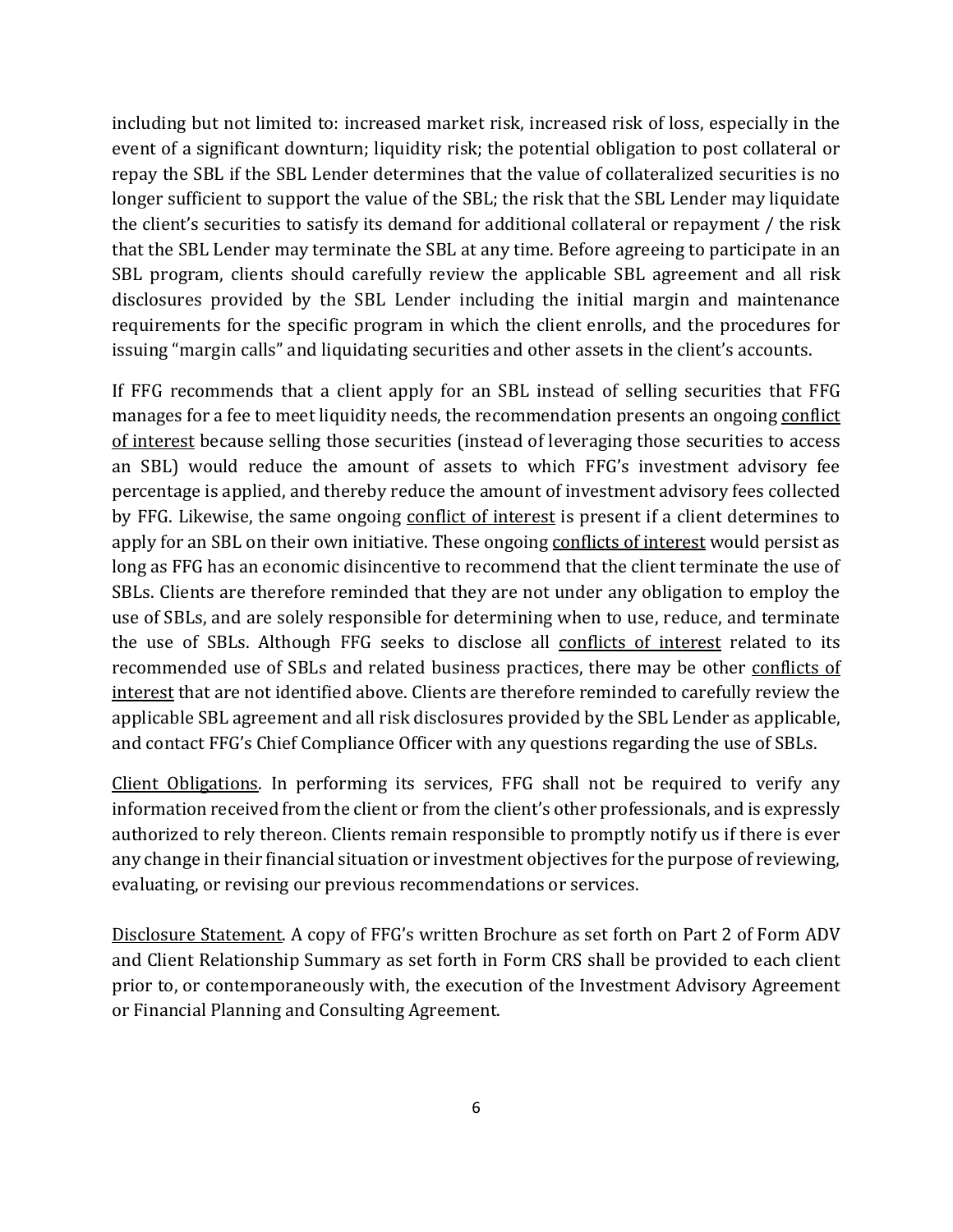including but not limited to: increased market risk, increased risk of loss, especially in the event of a significant downturn; liquidity risk; the potential obligation to post collateral or repay the SBL if the SBL Lender determines that the value of collateralized securities is no longer sufficient to support the value of the SBL; the risk that the SBL Lender may liquidate the client's securities to satisfy its demand for additional collateral or repayment / the risk that the SBL Lender may terminate the SBL at any time. Before agreeing to participate in an SBL program, clients should carefully review the applicable SBL agreement and all risk disclosures provided by the SBL Lender including the initial margin and maintenance requirements for the specific program in which the client enrolls, and the procedures for issuing "margin calls" and liquidating securities and other assets in the client's accounts.

If FFG recommends that a client apply for an SBL instead of selling securities that FFG manages for a fee to meet liquidity needs, the recommendation presents an ongoing <u>conflict of interest</u> because selling those securities (instead of leveraging those securities to access an SBL) would reduce the amount of assets to which FFG's investment advisory fee percentage is applied, and thereby reduce the amount of investment advisory fees collected by FFG. Likewise, the same ongoing <u>conflict of interest</u> is present if a client determines to apply for an SBL on their own initiative. These ongoing <u>conflicts of interest</u> would persist as long as FFG has an economic disincentive to recommend that the client terminate the use of SBLs. Clients are therefore reminded that they are not under any obligation to employ the use of SBLs, and are solely responsible for determining when to use, reduce, and terminate the use of SBLs. Although FFG seeks to disclose all <u>conflicts of interest</u> related to its recommended use of SBLs and related business practices, there may be other <u>conflicts of interest</u> that are not identified above. Clients are therefore reminded to carefully review the applicable SBL agreement and all risk disclosures provided by the SBL Lender as applicable, and contact FFG's Chief Compliance Officer with any questions regarding the use of SBLs.

<u>Client Obligations</u>. In performing its services, FFG shall not be required to verify any information received from the client or from the client's other professionals, and is expressly authorized to rely thereon. Clients remain responsible to promptly notify us if there is ever any change in their financial situation or investment objectives for the purpose of reviewing, evaluating, or revising our previous recommendations or services.

<u>Disclosure Statement</u>. A copy of FFG's written Brochure as set forth on Part 2 of Form ADV and Client Relationship Summary as set forth in Form CRS shall be provided to each client prior to, or contemporaneously with, the execution of the Investment Advisory Agreement or Financial Planning and Consulting Agreement.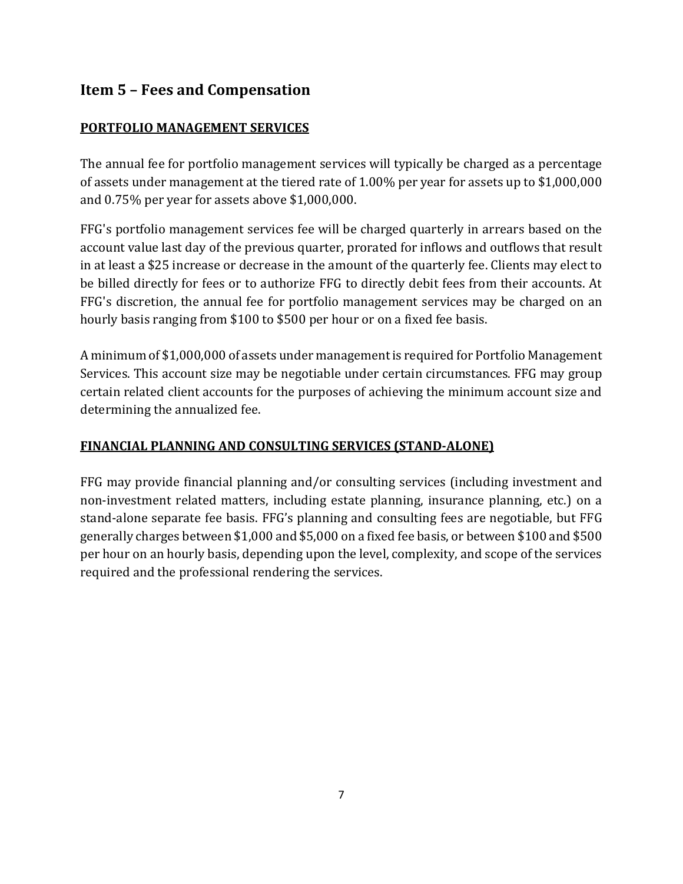## Item 5 – Fees and Compensation

**PORTFOLIO MANAGEMENT SERVICES**

The annual fee for portfolio management services will typically be charged as a percentage of assets under management at the tiered rate of 1.00% per year for assets up to $1,000,000 and 0.75% per year for assets above $1,000,000.

FFG's portfolio management services fee will be charged quarterly in arrears based on the account value last day of the previous quarter, prorated for inflows and outflows that result in at least a $25 increase or decrease in the amount of the quarterly fee. Clients may elect to be billed directly for fees or to authorize FFG to directly debit fees from their accounts. At FFG's discretion, the annual fee for portfolio management services may be charged on an hourly basis ranging from $100 to $500 per hour or on a fixed fee basis.

A minimum of $1,000,000 of assets under management is required for Portfolio Management Services. This account size may be negotiable under certain circumstances. FFG may group certain related client accounts for the purposes of achieving the minimum account size and determining the annualized fee.

**FINANCIAL PLANNING AND CONSULTING SERVICES (STAND-ALONE)**

FFG may provide financial planning and/or consulting services (including investment and non-investment related matters, including estate planning, insurance planning, etc.) on a stand-alone separate fee basis. FFG's planning and consulting fees are negotiable, but FFG generally charges between $1,000 and $5,000 on a fixed fee basis, or between $100 and $500 per hour on an hourly basis, depending upon the level, complexity, and scope of the services required and the professional rendering the services.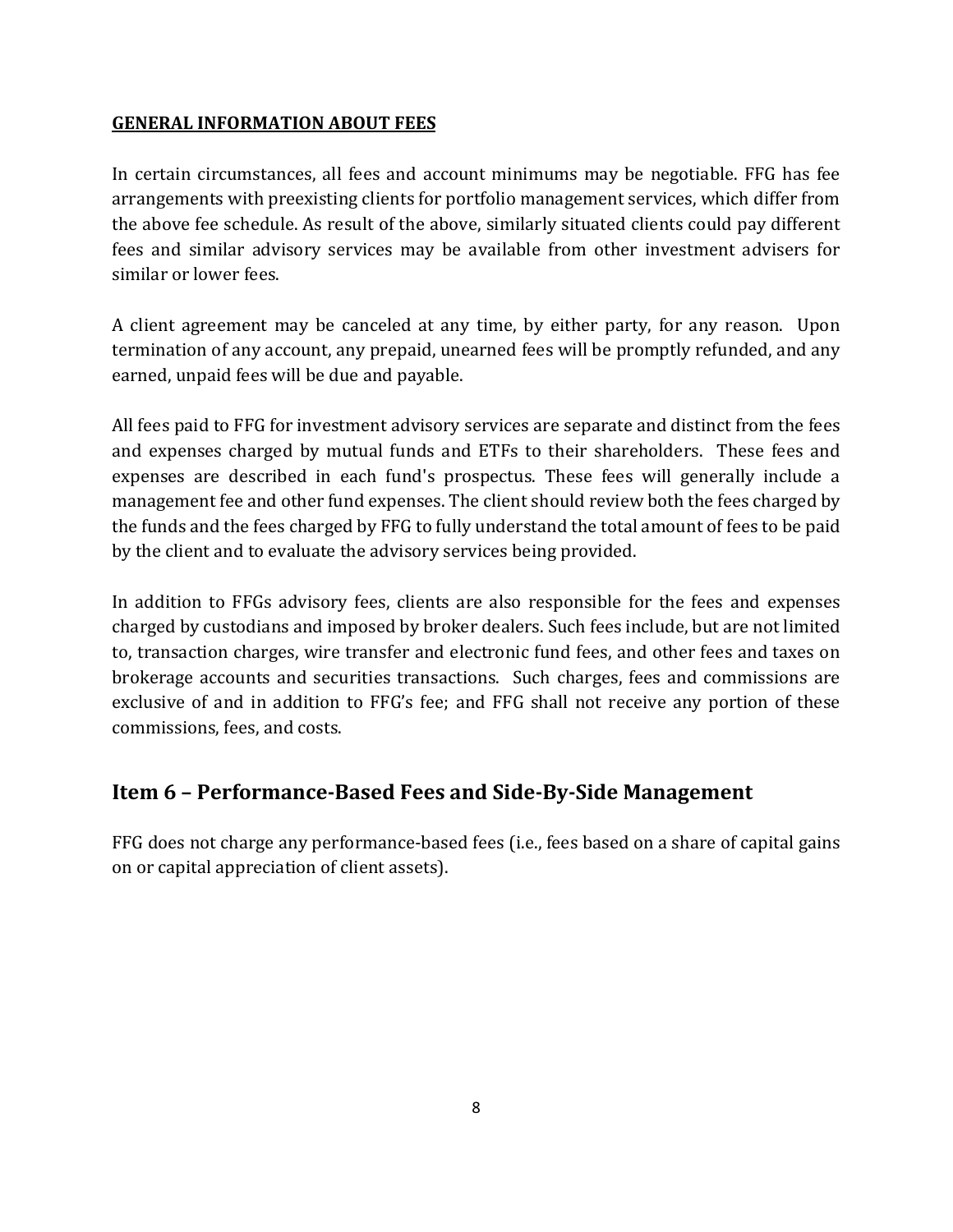**GENERAL INFORMATION ABOUT FEES**

In certain circumstances, all fees and account minimums may be negotiable. FFG has fee arrangements with preexisting clients for portfolio management services, which differ from the above fee schedule. As result of the above, similarly situated clients could pay different fees and similar advisory services may be available from other investment advisers for similar or lower fees.

A client agreement may be canceled at any time, by either party, for any reason. Upon termination of any account, any prepaid, unearned fees will be promptly refunded, and any earned, unpaid fees will be due and payable.

All fees paid to FFG for investment advisory services are separate and distinct from the fees and expenses charged by mutual funds and ETFs to their shareholders. These fees and expenses are described in each fund's prospectus. These fees will generally include a management fee and other fund expenses. The client should review both the fees charged by the funds and the fees charged by FFG to fully understand the total amount of fees to be paid by the client and to evaluate the advisory services being provided.

In addition to FFGs advisory fees, clients are also responsible for the fees and expenses charged by custodians and imposed by broker dealers. Such fees include, but are not limited to, transaction charges, wire transfer and electronic fund fees, and other fees and taxes on brokerage accounts and securities transactions. Such charges, fees and commissions are exclusive of and in addition to FFG's fee; and FFG shall not receive any portion of these commissions, fees, and costs.

## Item 6 – Performance-Based Fees and Side-By-Side Management

FFG does not charge any performance-based fees (i.e., fees based on a share of capital gains on or capital appreciation of client assets).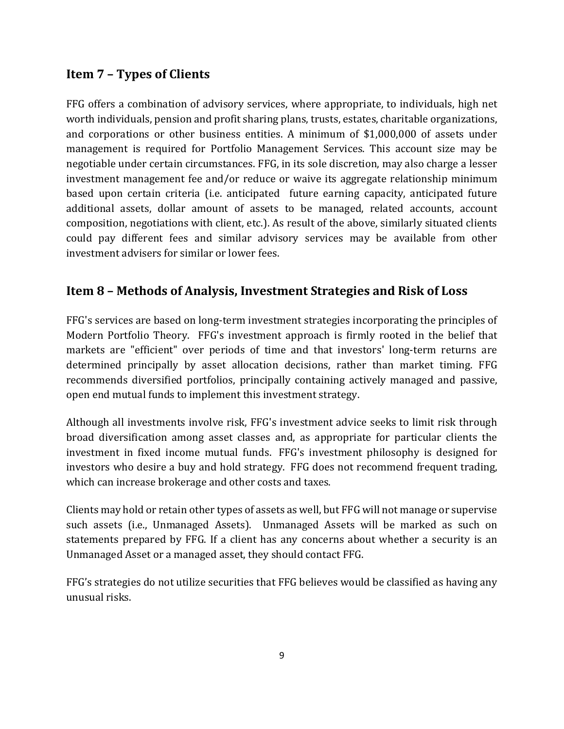## Item 7 – Types of Clients

FFG offers a combination of advisory services, where appropriate, to individuals, high net worth individuals, pension and profit sharing plans, trusts, estates, charitable organizations, and corporations or other business entities. A minimum of $1,000,000 of assets under management is required for Portfolio Management Services. This account size may be negotiable under certain circumstances. FFG, in its sole discretion, may also charge a lesser investment management fee and/or reduce or waive its aggregate relationship minimum based upon certain criteria (i.e. anticipated future earning capacity, anticipated future additional assets, dollar amount of assets to be managed, related accounts, account composition, negotiations with client, etc.). As result of the above, similarly situated clients could pay different fees and similar advisory services may be available from other investment advisers for similar or lower fees.

## Item 8 – Methods of Analysis, Investment Strategies and Risk of Loss

FFG's services are based on long-term investment strategies incorporating the principles of Modern Portfolio Theory. FFG's investment approach is firmly rooted in the belief that markets are "efficient" over periods of time and that investors' long-term returns are determined principally by asset allocation decisions, rather than market timing. FFG recommends diversified portfolios, principally containing actively managed and passive, open end mutual funds to implement this investment strategy.

Although all investments involve risk, FFG's investment advice seeks to limit risk through broad diversification among asset classes and, as appropriate for particular clients the investment in fixed income mutual funds. FFG's investment philosophy is designed for investors who desire a buy and hold strategy. FFG does not recommend frequent trading, which can increase brokerage and other costs and taxes.

Clients may hold or retain other types of assets as well, but FFG will not manage or supervise such assets (i.e., Unmanaged Assets). Unmanaged Assets will be marked as such on statements prepared by FFG. If a client has any concerns about whether a security is an Unmanaged Asset or a managed asset, they should contact FFG.

FFG's strategies do not utilize securities that FFG believes would be classified as having any unusual risks.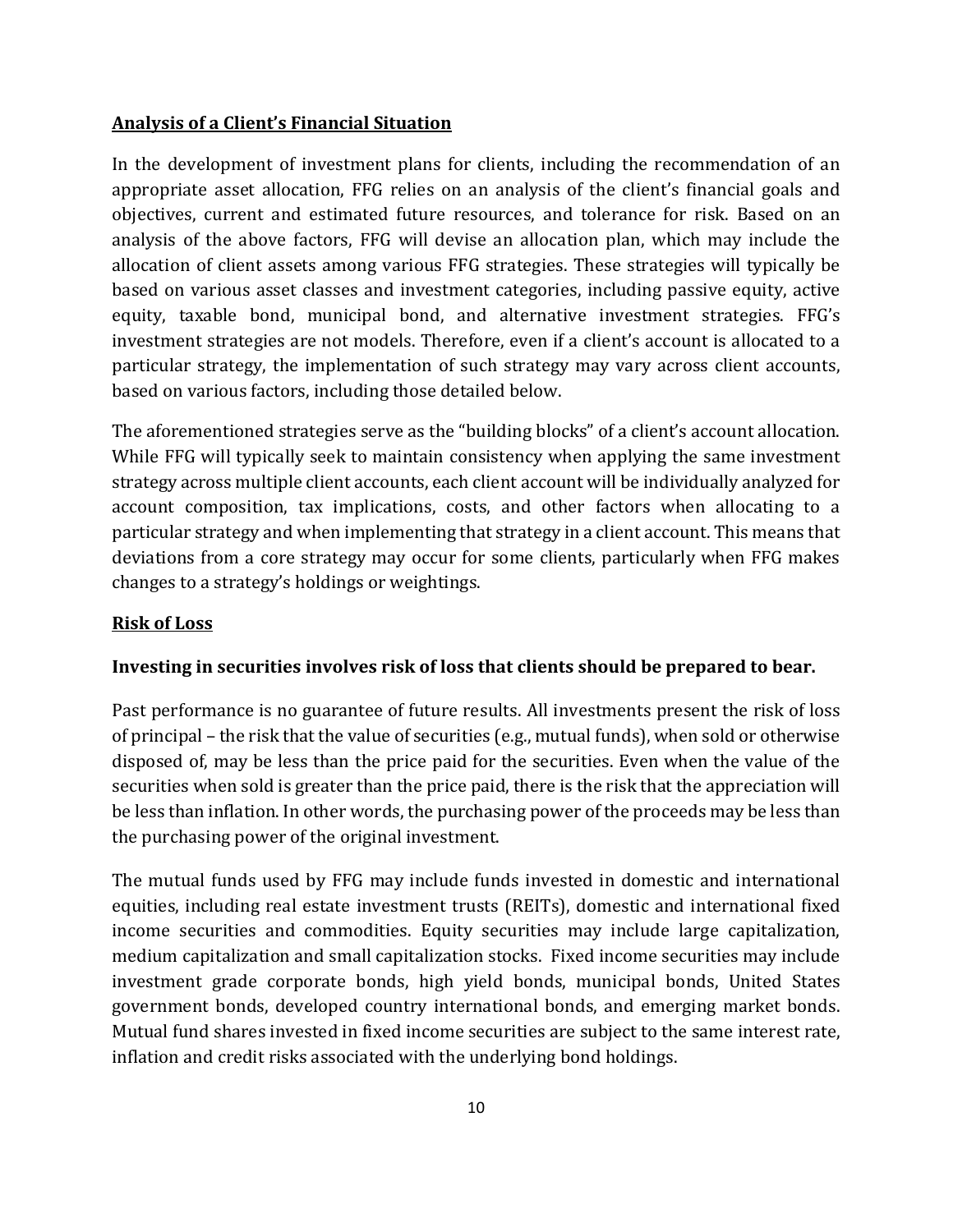## Analysis of a Client's Financial Situation

In the development of investment plans for clients, including the recommendation of an appropriate asset allocation, FFG relies on an analysis of the client's financial goals and objectives, current and estimated future resources, and tolerance for risk. Based on an analysis of the above factors, FFG will devise an allocation plan, which may include the allocation of client assets among various FFG strategies. These strategies will typically be based on various asset classes and investment categories, including passive equity, active equity, taxable bond, municipal bond, and alternative investment strategies. FFG's investment strategies are not models. Therefore, even if a client's account is allocated to a particular strategy, the implementation of such strategy may vary across client accounts, based on various factors, including those detailed below.

The aforementioned strategies serve as the "building blocks" of a client's account allocation. While FFG will typically seek to maintain consistency when applying the same investment strategy across multiple client accounts, each client account will be individually analyzed for account composition, tax implications, costs, and other factors when allocating to a particular strategy and when implementing that strategy in a client account. This means that deviations from a core strategy may occur for some clients, particularly when FFG makes changes to a strategy's holdings or weightings.

## Risk of Loss

**Investing in securities involves risk of loss that clients should be prepared to bear.**

Past performance is no guarantee of future results. All investments present the risk of loss of principal – the risk that the value of securities (e.g., mutual funds), when sold or otherwise disposed of, may be less than the price paid for the securities. Even when the value of the securities when sold is greater than the price paid, there is the risk that the appreciation will be less than inflation. In other words, the purchasing power of the proceeds may be less than the purchasing power of the original investment.

The mutual funds used by FFG may include funds invested in domestic and international equities, including real estate investment trusts (REITs), domestic and international fixed income securities and commodities. Equity securities may include large capitalization, medium capitalization and small capitalization stocks. Fixed income securities may include investment grade corporate bonds, high yield bonds, municipal bonds, United States government bonds, developed country international bonds, and emerging market bonds. Mutual fund shares invested in fixed income securities are subject to the same interest rate, inflation and credit risks associated with the underlying bond holdings.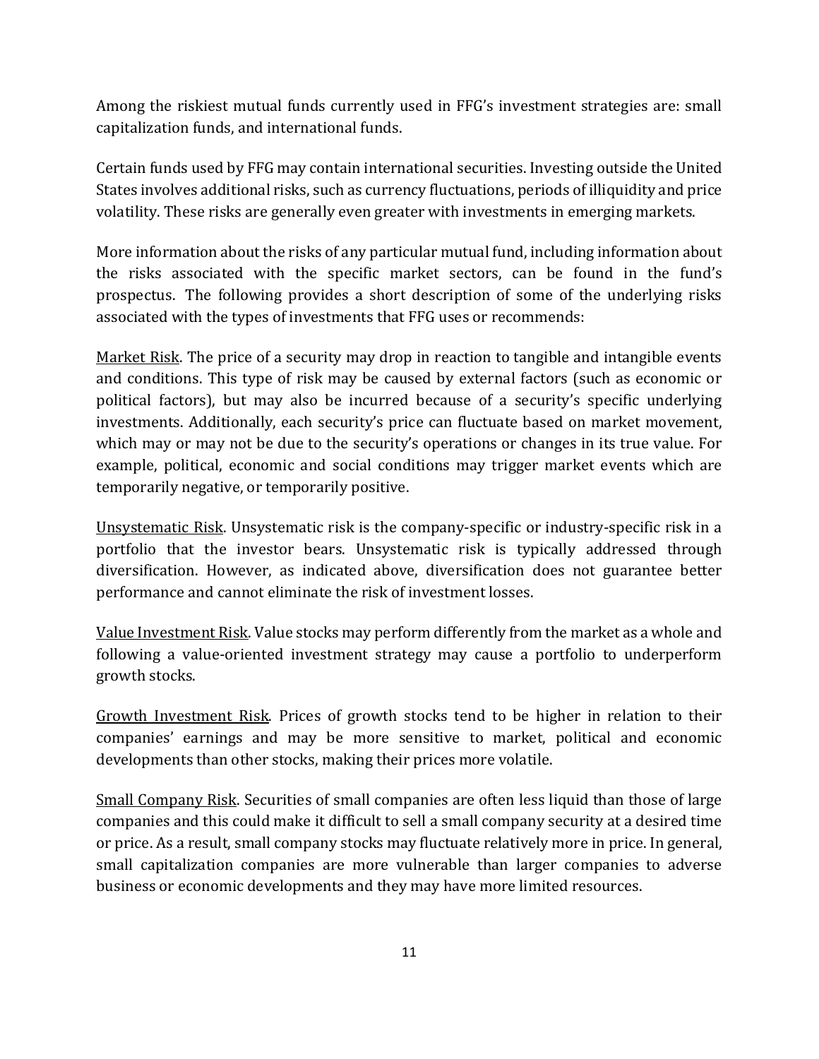Among the riskiest mutual funds currently used in FFG's investment strategies are: small capitalization funds, and international funds.

Certain funds used by FFG may contain international securities. Investing outside the United States involves additional risks, such as currency fluctuations, periods of illiquidity and price volatility. These risks are generally even greater with investments in emerging markets.

More information about the risks of any particular mutual fund, including information about the risks associated with the specific market sectors, can be found in the fund's prospectus. The following provides a short description of some of the underlying risks associated with the types of investments that FFG uses or recommends:

Market Risk. The price of a security may drop in reaction to tangible and intangible events and conditions. This type of risk may be caused by external factors (such as economic or political factors), but may also be incurred because of a security's specific underlying investments. Additionally, each security's price can fluctuate based on market movement, which may or may not be due to the security's operations or changes in its true value. For example, political, economic and social conditions may trigger market events which are temporarily negative, or temporarily positive.

Unsystematic Risk. Unsystematic risk is the company-specific or industry-specific risk in a portfolio that the investor bears. Unsystematic risk is typically addressed through diversification. However, as indicated above, diversification does not guarantee better performance and cannot eliminate the risk of investment losses.

Value Investment Risk. Value stocks may perform differently from the market as a whole and following a value-oriented investment strategy may cause a portfolio to underperform growth stocks.

Growth Investment Risk. Prices of growth stocks tend to be higher in relation to their companies' earnings and may be more sensitive to market, political and economic developments than other stocks, making their prices more volatile.

Small Company Risk. Securities of small companies are often less liquid than those of large companies and this could make it difficult to sell a small company security at a desired time or price. As a result, small company stocks may fluctuate relatively more in price. In general, small capitalization companies are more vulnerable than larger companies to adverse business or economic developments and they may have more limited resources.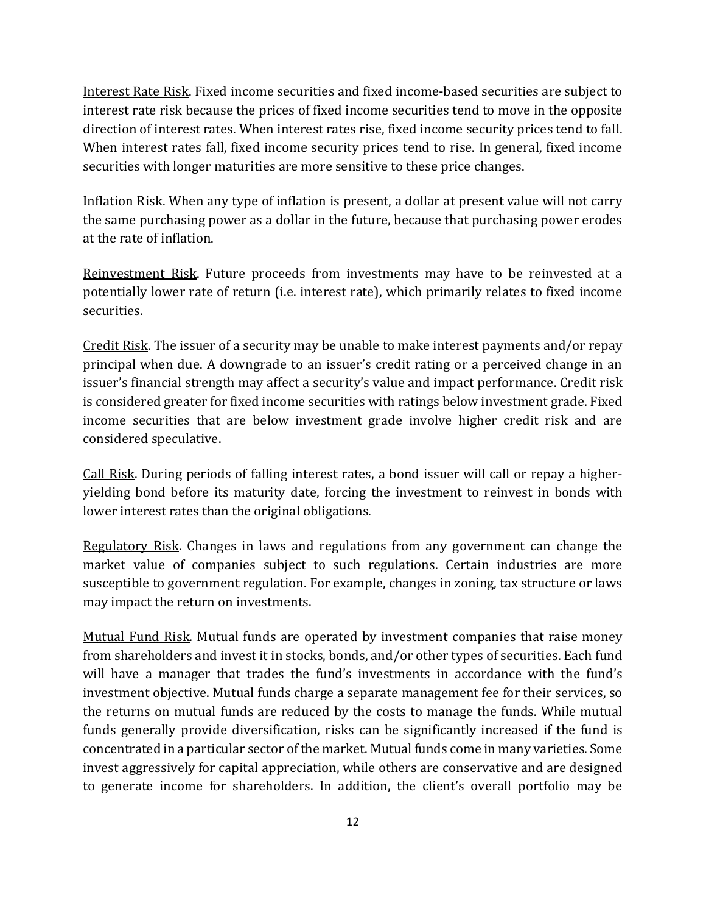<u>Interest Rate Risk</u>. Fixed income securities and fixed income-based securities are subject to interest rate risk because the prices of fixed income securities tend to move in the opposite direction of interest rates. When interest rates rise, fixed income security prices tend to fall. When interest rates fall, fixed income security prices tend to rise. In general, fixed income securities with longer maturities are more sensitive to these price changes.

<u>Inflation Risk</u>. When any type of inflation is present, a dollar at present value will not carry the same purchasing power as a dollar in the future, because that purchasing power erodes at the rate of inflation.

<u>Reinvestment Risk</u>. Future proceeds from investments may have to be reinvested at a potentially lower rate of return (i.e. interest rate), which primarily relates to fixed income securities.

<u>Credit Risk</u>. The issuer of a security may be unable to make interest payments and/or repay principal when due. A downgrade to an issuer's credit rating or a perceived change in an issuer's financial strength may affect a security's value and impact performance. Credit risk is considered greater for fixed income securities with ratings below investment grade. Fixed income securities that are below investment grade involve higher credit risk and are considered speculative.

<u>Call Risk</u>. During periods of falling interest rates, a bond issuer will call or repay a higher-yielding bond before its maturity date, forcing the investment to reinvest in bonds with lower interest rates than the original obligations.

<u>Regulatory Risk</u>. Changes in laws and regulations from any government can change the market value of companies subject to such regulations. Certain industries are more susceptible to government regulation. For example, changes in zoning, tax structure or laws may impact the return on investments.

<u>Mutual Fund Risk</u>. Mutual funds are operated by investment companies that raise money from shareholders and invest it in stocks, bonds, and/or other types of securities. Each fund will have a manager that trades the fund's investments in accordance with the fund's investment objective. Mutual funds charge a separate management fee for their services, so the returns on mutual funds are reduced by the costs to manage the funds. While mutual funds generally provide diversification, risks can be significantly increased if the fund is concentrated in a particular sector of the market. Mutual funds come in many varieties. Some invest aggressively for capital appreciation, while others are conservative and are designed to generate income for shareholders. In addition, the client's overall portfolio may be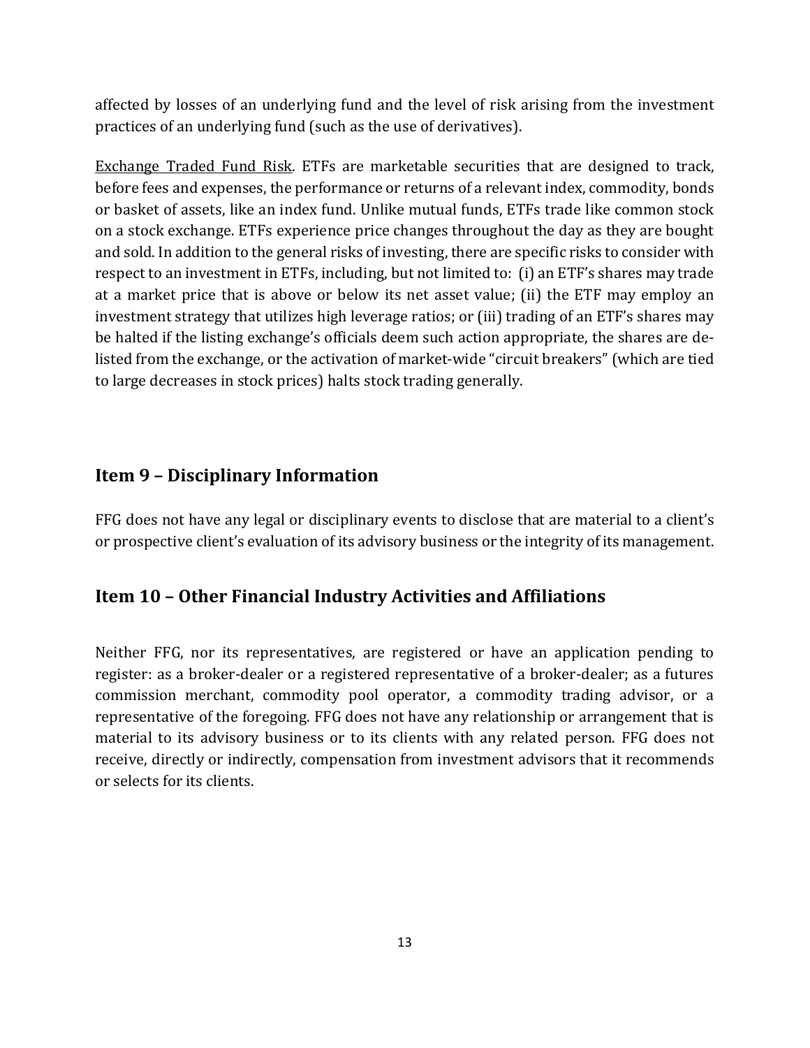affected by losses of an underlying fund and the level of risk arising from the investment practices of an underlying fund (such as the use of derivatives).

Exchange Traded Fund Risk. ETFs are marketable securities that are designed to track, before fees and expenses, the performance or returns of a relevant index, commodity, bonds or basket of assets, like an index fund. Unlike mutual funds, ETFs trade like common stock on a stock exchange. ETFs experience price changes throughout the day as they are bought and sold. In addition to the general risks of investing, there are specific risks to consider with respect to an investment in ETFs, including, but not limited to: (i) an ETF's shares may trade at a market price that is above or below its net asset value; (ii) the ETF may employ an investment strategy that utilizes high leverage ratios; or (iii) trading of an ETF's shares may be halted if the listing exchange's officials deem such action appropriate, the shares are de-listed from the exchange, or the activation of market-wide "circuit breakers" (which are tied to large decreases in stock prices) halts stock trading generally.

## Item 9 – Disciplinary Information

FFG does not have any legal or disciplinary events to disclose that are material to a client's or prospective client's evaluation of its advisory business or the integrity of its management.

## Item 10 – Other Financial Industry Activities and Affiliations

Neither FFG, nor its representatives, are registered or have an application pending to register: as a broker-dealer or a registered representative of a broker-dealer; as a futures commission merchant, commodity pool operator, a commodity trading advisor, or a representative of the foregoing. FFG does not have any relationship or arrangement that is material to its advisory business or to its clients with any related person. FFG does not receive, directly or indirectly, compensation from investment advisors that it recommends or selects for its clients.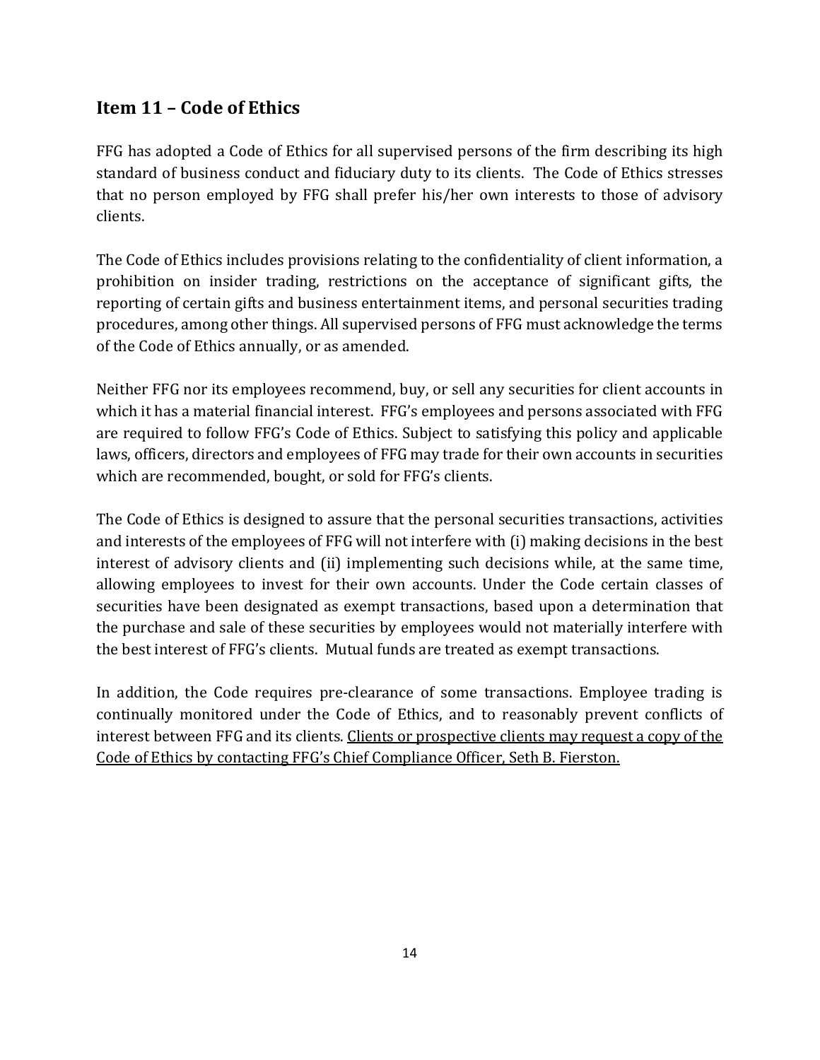## Item 11 – Code of Ethics

FFG has adopted a Code of Ethics for all supervised persons of the firm describing its high standard of business conduct and fiduciary duty to its clients. The Code of Ethics stresses that no person employed by FFG shall prefer his/her own interests to those of advisory clients.

The Code of Ethics includes provisions relating to the confidentiality of client information, a prohibition on insider trading, restrictions on the acceptance of significant gifts, the reporting of certain gifts and business entertainment items, and personal securities trading procedures, among other things. All supervised persons of FFG must acknowledge the terms of the Code of Ethics annually, or as amended.

Neither FFG nor its employees recommend, buy, or sell any securities for client accounts in which it has a material financial interest. FFG's employees and persons associated with FFG are required to follow FFG's Code of Ethics. Subject to satisfying this policy and applicable laws, officers, directors and employees of FFG may trade for their own accounts in securities which are recommended, bought, or sold for FFG's clients.

The Code of Ethics is designed to assure that the personal securities transactions, activities and interests of the employees of FFG will not interfere with (i) making decisions in the best interest of advisory clients and (ii) implementing such decisions while, at the same time, allowing employees to invest for their own accounts. Under the Code certain classes of securities have been designated as exempt transactions, based upon a determination that the purchase and sale of these securities by employees would not materially interfere with the best interest of FFG's clients. Mutual funds are treated as exempt transactions.

In addition, the Code requires pre-clearance of some transactions. Employee trading is continually monitored under the Code of Ethics, and to reasonably prevent conflicts of interest between FFG and its clients. Clients or prospective clients may request a copy of the Code of Ethics by contacting FFG's Chief Compliance Officer, Seth B. Fierston.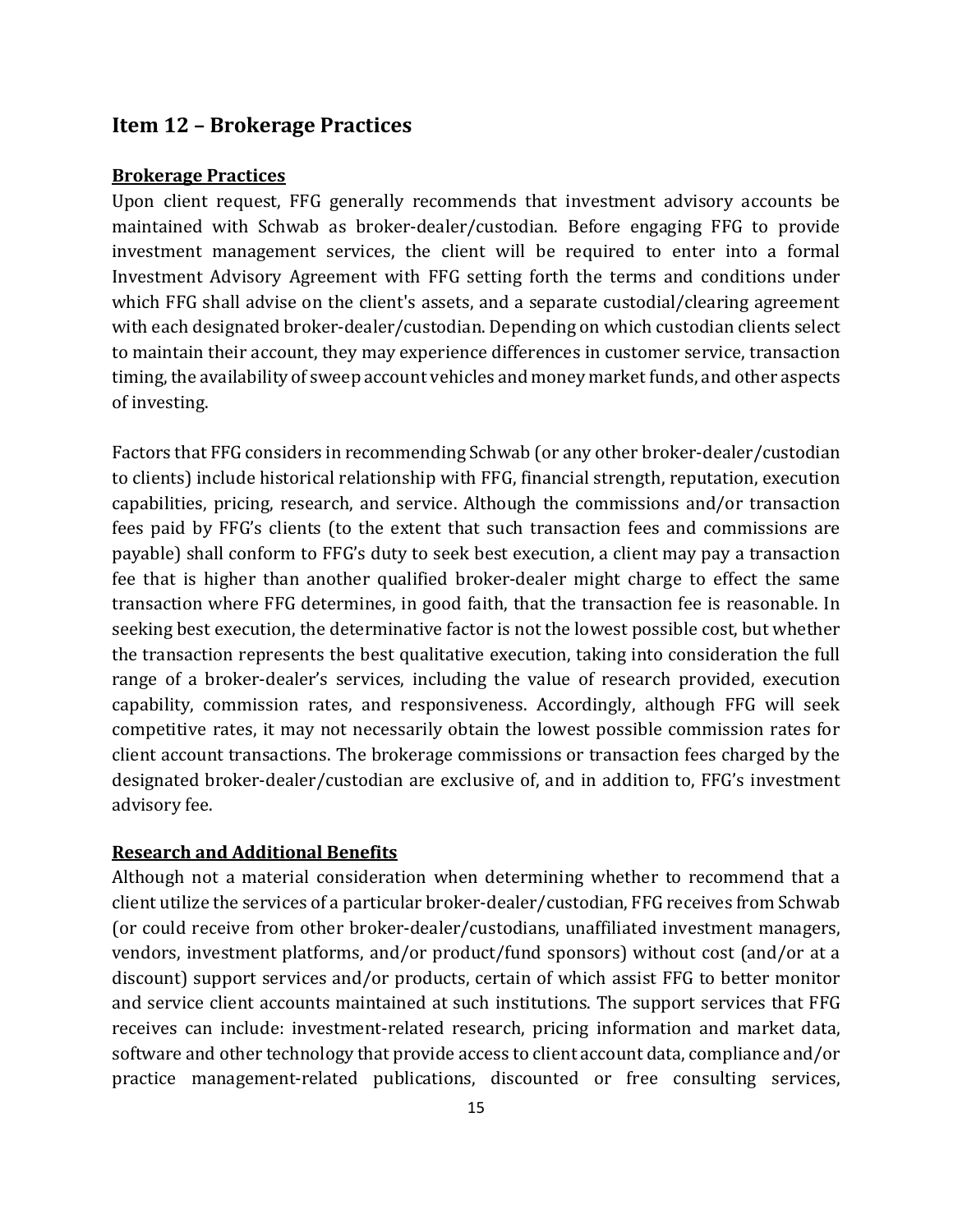## Item 12 – Brokerage Practices

**Brokerage Practices**

Upon client request, FFG generally recommends that investment advisory accounts be maintained with Schwab as broker-dealer/custodian. Before engaging FFG to provide investment management services, the client will be required to enter into a formal Investment Advisory Agreement with FFG setting forth the terms and conditions under which FFG shall advise on the client's assets, and a separate custodial/clearing agreement with each designated broker-dealer/custodian. Depending on which custodian clients select to maintain their account, they may experience differences in customer service, transaction timing, the availability of sweep account vehicles and money market funds, and other aspects of investing.

Factors that FFG considers in recommending Schwab (or any other broker-dealer/custodian to clients) include historical relationship with FFG, financial strength, reputation, execution capabilities, pricing, research, and service. Although the commissions and/or transaction fees paid by FFG's clients (to the extent that such transaction fees and commissions are payable) shall conform to FFG's duty to seek best execution, a client may pay a transaction fee that is higher than another qualified broker-dealer might charge to effect the same transaction where FFG determines, in good faith, that the transaction fee is reasonable. In seeking best execution, the determinative factor is not the lowest possible cost, but whether the transaction represents the best qualitative execution, taking into consideration the full range of a broker-dealer's services, including the value of research provided, execution capability, commission rates, and responsiveness. Accordingly, although FFG will seek competitive rates, it may not necessarily obtain the lowest possible commission rates for client account transactions. The brokerage commissions or transaction fees charged by the designated broker-dealer/custodian are exclusive of, and in addition to, FFG's investment advisory fee.

**Research and Additional Benefits**

Although not a material consideration when determining whether to recommend that a client utilize the services of a particular broker-dealer/custodian, FFG receives from Schwab (or could receive from other broker-dealer/custodians, unaffiliated investment managers, vendors, investment platforms, and/or product/fund sponsors) without cost (and/or at a discount) support services and/or products, certain of which assist FFG to better monitor and service client accounts maintained at such institutions. The support services that FFG receives can include: investment-related research, pricing information and market data, software and other technology that provide access to client account data, compliance and/or practice management-related publications, discounted or free consulting services,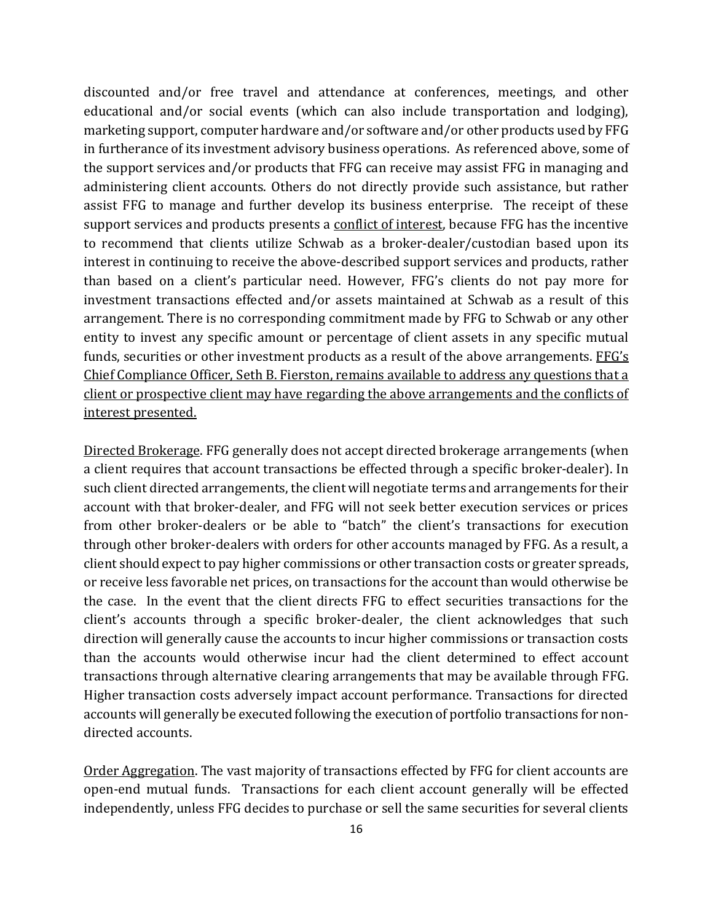discounted and/or free travel and attendance at conferences, meetings, and other educational and/or social events (which can also include transportation and lodging), marketing support, computer hardware and/or software and/or other products used by FFG in furtherance of its investment advisory business operations. As referenced above, some of the support services and/or products that FFG can receive may assist FFG in managing and administering client accounts. Others do not directly provide such assistance, but rather assist FFG to manage and further develop its business enterprise. The receipt of these support services and products presents a <u>conflict of interest</u>, because FFG has the incentive to recommend that clients utilize Schwab as a broker-dealer/custodian based upon its interest in continuing to receive the above-described support services and products, rather than based on a client's particular need. However, FFG's clients do not pay more for investment transactions effected and/or assets maintained at Schwab as a result of this arrangement. There is no corresponding commitment made by FFG to Schwab or any other entity to invest any specific amount or percentage of client assets in any specific mutual funds, securities or other investment products as a result of the above arrangements. <u>FFG's Chief Compliance Officer, Seth B. Fierston, remains available to address any questions that a client or prospective client may have regarding the above arrangements and the conflicts of interest presented.</u>

<u>Directed Brokerage</u>. FFG generally does not accept directed brokerage arrangements (when a client requires that account transactions be effected through a specific broker-dealer). In such client directed arrangements, the client will negotiate terms and arrangements for their account with that broker-dealer, and FFG will not seek better execution services or prices from other broker-dealers or be able to "batch" the client's transactions for execution through other broker-dealers with orders for other accounts managed by FFG. As a result, a client should expect to pay higher commissions or other transaction costs or greater spreads, or receive less favorable net prices, on transactions for the account than would otherwise be the case. In the event that the client directs FFG to effect securities transactions for the client's accounts through a specific broker-dealer, the client acknowledges that such direction will generally cause the accounts to incur higher commissions or transaction costs than the accounts would otherwise incur had the client determined to effect account transactions through alternative clearing arrangements that may be available through FFG. Higher transaction costs adversely impact account performance. Transactions for directed accounts will generally be executed following the execution of portfolio transactions for non-directed accounts.

<u>Order Aggregation</u>. The vast majority of transactions effected by FFG for client accounts are open-end mutual funds. Transactions for each client account generally will be effected independently, unless FFG decides to purchase or sell the same securities for several clients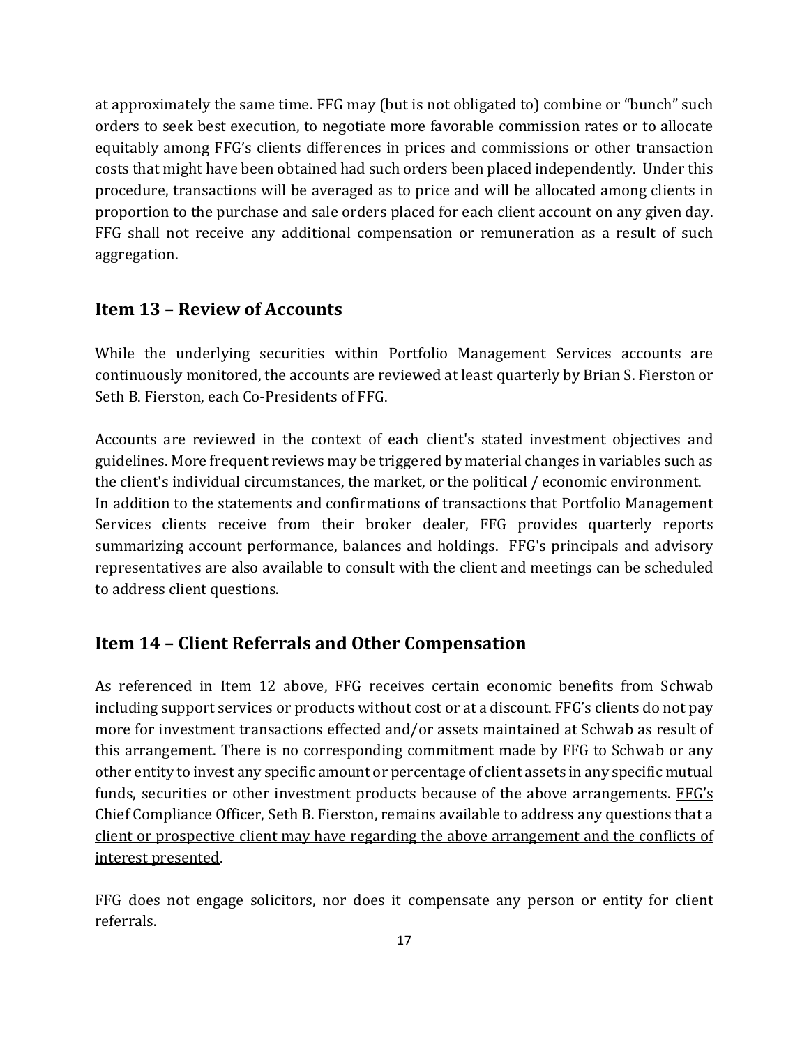at approximately the same time. FFG may (but is not obligated to) combine or "bunch" such orders to seek best execution, to negotiate more favorable commission rates or to allocate equitably among FFG's clients differences in prices and commissions or other transaction costs that might have been obtained had such orders been placed independently. Under this procedure, transactions will be averaged as to price and will be allocated among clients in proportion to the purchase and sale orders placed for each client account on any given day. FFG shall not receive any additional compensation or remuneration as a result of such aggregation.

## Item 13 – Review of Accounts

While the underlying securities within Portfolio Management Services accounts are continuously monitored, the accounts are reviewed at least quarterly by Brian S. Fierston or Seth B. Fierston, each Co-Presidents of FFG.

Accounts are reviewed in the context of each client's stated investment objectives and guidelines. More frequent reviews may be triggered by material changes in variables such as the client's individual circumstances, the market, or the political / economic environment.
In addition to the statements and confirmations of transactions that Portfolio Management Services clients receive from their broker dealer, FFG provides quarterly reports summarizing account performance, balances and holdings. FFG's principals and advisory representatives are also available to consult with the client and meetings can be scheduled to address client questions.

## Item 14 – Client Referrals and Other Compensation

As referenced in Item 12 above, FFG receives certain economic benefits from Schwab including support services or products without cost or at a discount. FFG's clients do not pay more for investment transactions effected and/or assets maintained at Schwab as result of this arrangement. There is no corresponding commitment made by FFG to Schwab or any other entity to invest any specific amount or percentage of client assets in any specific mutual funds, securities or other investment products because of the above arrangements. <u>FFG's Chief Compliance Officer, Seth B. Fierston, remains available to address any questions that a client or prospective client may have regarding the above arrangement and the conflicts of interest presented</u>.

FFG does not engage solicitors, nor does it compensate any person or entity for client referrals.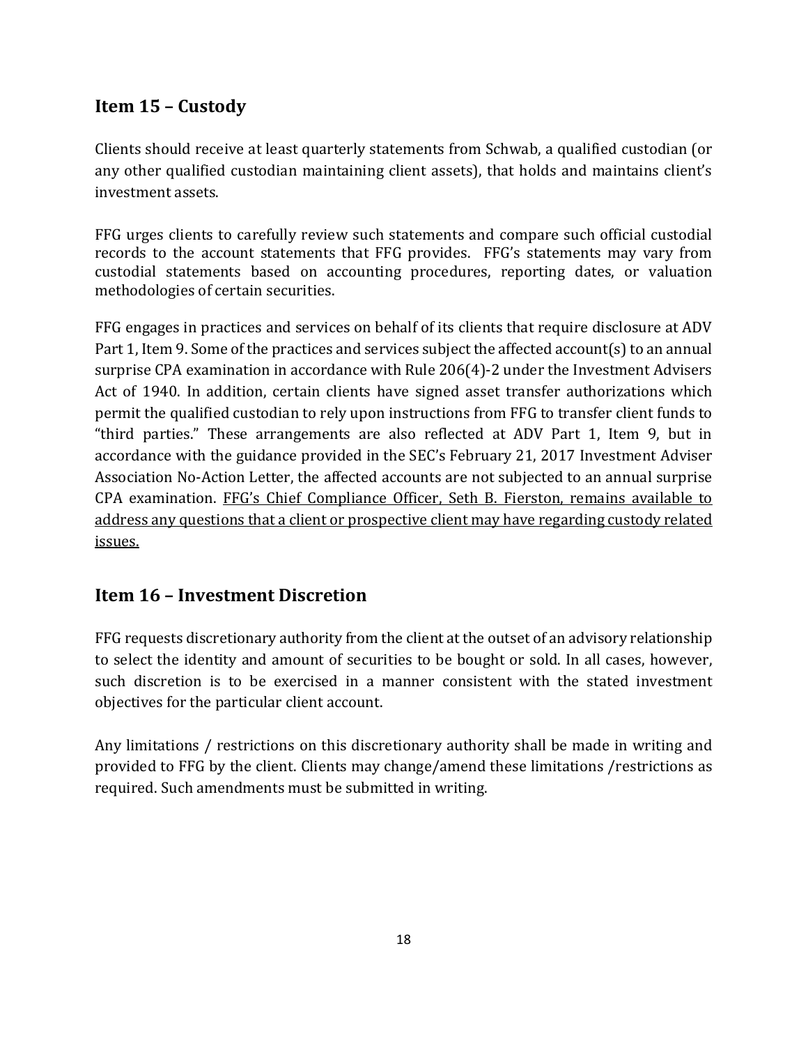## Item 15 – Custody

Clients should receive at least quarterly statements from Schwab, a qualified custodian (or any other qualified custodian maintaining client assets), that holds and maintains client's investment assets.

FFG urges clients to carefully review such statements and compare such official custodial records to the account statements that FFG provides. FFG's statements may vary from custodial statements based on accounting procedures, reporting dates, or valuation methodologies of certain securities.

FFG engages in practices and services on behalf of its clients that require disclosure at ADV Part 1, Item 9. Some of the practices and services subject the affected account(s) to an annual surprise CPA examination in accordance with Rule 206(4)-2 under the Investment Advisers Act of 1940. In addition, certain clients have signed asset transfer authorizations which permit the qualified custodian to rely upon instructions from FFG to transfer client funds to "third parties." These arrangements are also reflected at ADV Part 1, Item 9, but in accordance with the guidance provided in the SEC's February 21, 2017 Investment Adviser Association No-Action Letter, the affected accounts are not subjected to an annual surprise CPA examination. <u>FFG's Chief Compliance Officer, Seth B. Fierston, remains available to address any questions that a client or prospective client may have regarding custody related issues.</u>

## Item 16 – Investment Discretion

FFG requests discretionary authority from the client at the outset of an advisory relationship to select the identity and amount of securities to be bought or sold. In all cases, however, such discretion is to be exercised in a manner consistent with the stated investment objectives for the particular client account.

Any limitations / restrictions on this discretionary authority shall be made in writing and provided to FFG by the client. Clients may change/amend these limitations /restrictions as required. Such amendments must be submitted in writing.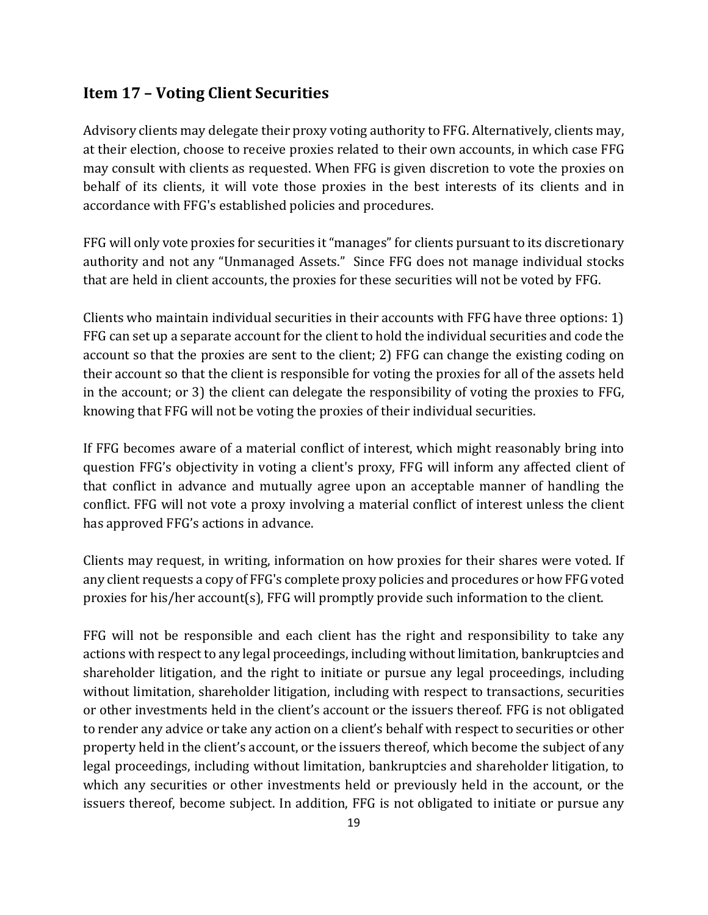## Item 17 – Voting Client Securities

Advisory clients may delegate their proxy voting authority to FFG. Alternatively, clients may, at their election, choose to receive proxies related to their own accounts, in which case FFG may consult with clients as requested. When FFG is given discretion to vote the proxies on behalf of its clients, it will vote those proxies in the best interests of its clients and in accordance with FFG's established policies and procedures.

FFG will only vote proxies for securities it "manages" for clients pursuant to its discretionary authority and not any "Unmanaged Assets." Since FFG does not manage individual stocks that are held in client accounts, the proxies for these securities will not be voted by FFG.

Clients who maintain individual securities in their accounts with FFG have three options: 1) FFG can set up a separate account for the client to hold the individual securities and code the account so that the proxies are sent to the client; 2) FFG can change the existing coding on their account so that the client is responsible for voting the proxies for all of the assets held in the account; or 3) the client can delegate the responsibility of voting the proxies to FFG, knowing that FFG will not be voting the proxies of their individual securities.

If FFG becomes aware of a material conflict of interest, which might reasonably bring into question FFG's objectivity in voting a client's proxy, FFG will inform any affected client of that conflict in advance and mutually agree upon an acceptable manner of handling the conflict. FFG will not vote a proxy involving a material conflict of interest unless the client has approved FFG's actions in advance.

Clients may request, in writing, information on how proxies for their shares were voted. If any client requests a copy of FFG's complete proxy policies and procedures or how FFG voted proxies for his/her account(s), FFG will promptly provide such information to the client.

FFG will not be responsible and each client has the right and responsibility to take any actions with respect to any legal proceedings, including without limitation, bankruptcies and shareholder litigation, and the right to initiate or pursue any legal proceedings, including without limitation, shareholder litigation, including with respect to transactions, securities or other investments held in the client's account or the issuers thereof. FFG is not obligated to render any advice or take any action on a client's behalf with respect to securities or other property held in the client's account, or the issuers thereof, which become the subject of any legal proceedings, including without limitation, bankruptcies and shareholder litigation, to which any securities or other investments held or previously held in the account, or the issuers thereof, become subject. In addition, FFG is not obligated to initiate or pursue any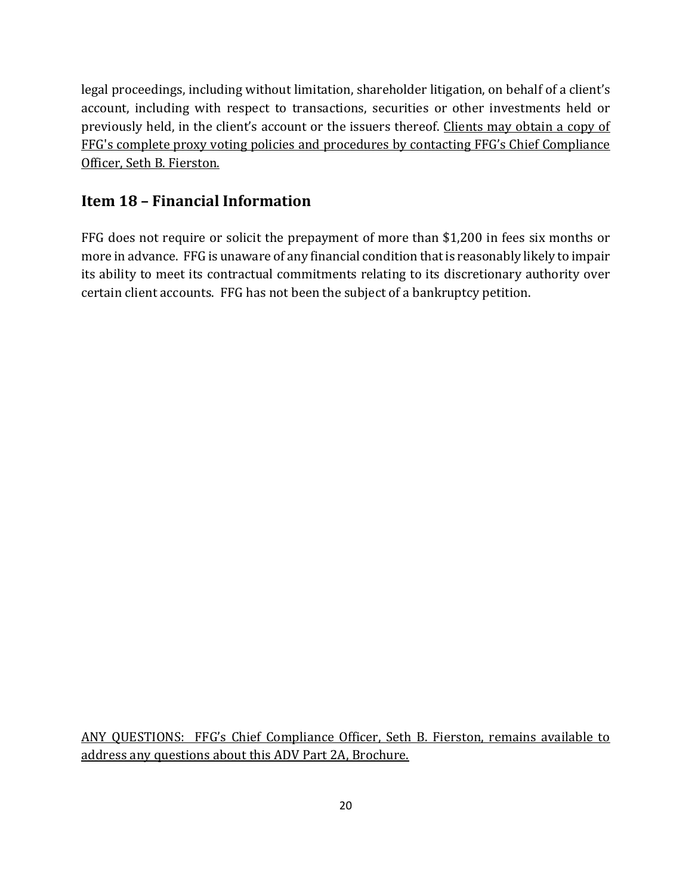legal proceedings, including without limitation, shareholder litigation, on behalf of a client's account, including with respect to transactions, securities or other investments held or previously held, in the client's account or the issuers thereof. Clients may obtain a copy of FFG's complete proxy voting policies and procedures by contacting FFG's Chief Compliance Officer, Seth B. Fierston.

## Item 18 – Financial Information

FFG does not require or solicit the prepayment of more than $1,200 in fees six months or more in advance. FFG is unaware of any financial condition that is reasonably likely to impair its ability to meet its contractual commitments relating to its discretionary authority over certain client accounts. FFG has not been the subject of a bankruptcy petition.

ANY QUESTIONS: FFG's Chief Compliance Officer, Seth B. Fierston, remains available to address any questions about this ADV Part 2A, Brochure.